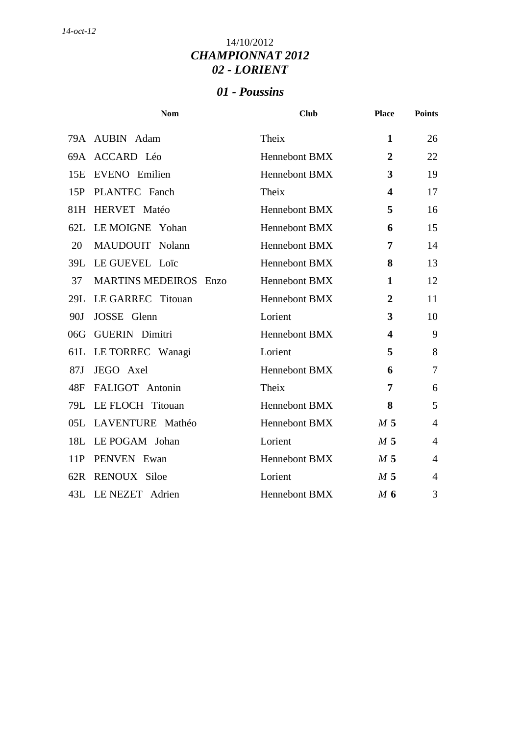14/10/2012

# *CHAMPIONNAT 2012*
# *02 - LORIENT*

## *01 - Poussins*

| | Nom | Club | Place | Points |
|---|---|---|---|---|
| 79A | AUBIN Adam | Theix | **1** | 26 |
| 69A | ACCARD Léo | Hennebont BMX | **2** | 22 |
| 15E | EVENO Emilien | Hennebont BMX | **3** | 19 |
| 15P | PLANTEC Fanch | Theix | **4** | 17 |
| 81H | HERVET Matéo | Hennebont BMX | **5** | 16 |
| 62L | LE MOIGNE Yohan | Hennebont BMX | **6** | 15 |
| 20 | MAUDOUIT Nolann | Hennebont BMX | **7** | 14 |
| 39L | LE GUEVEL Loïc | Hennebont BMX | **8** | 13 |
| 37 | MARTINS MEDEIROS Enzo | Hennebont BMX | **1** | 12 |
| 29L | LE GARREC Titouan | Hennebont BMX | **2** | 11 |
| 90J | JOSSE Glenn | Lorient | **3** | 10 |
| 06G | GUERIN Dimitri | Hennebont BMX | **4** | 9 |
| 61L | LE TORREC Wanagi | Lorient | **5** | 8 |
| 87J | JEGO Axel | Hennebont BMX | **6** | 7 |
| 48F | FALIGOT Antonin | Theix | **7** | 6 |
| 79L | LE FLOCH Titouan | Hennebont BMX | **8** | 5 |
| 05L | LAVENTURE Mathéo | Hennebont BMX | *M* **5** | 4 |
| 18L | LE POGAM Johan | Lorient | *M* **5** | 4 |
| 11P | PENVEN Ewan | Hennebont BMX | *M* **5** | 4 |
| 62R | RENOUX Siloe | Lorient | *M* **5** | 4 |
| 43L | LE NEZET Adrien | Hennebont BMX | *M* **6** | 3 |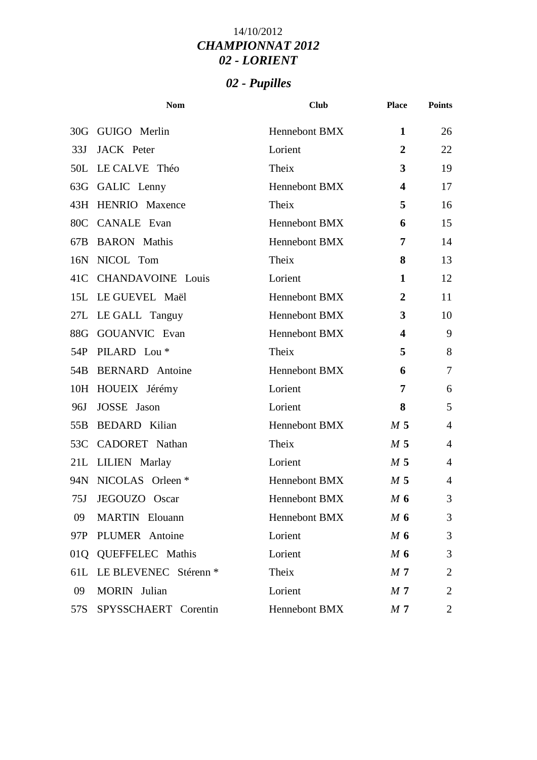14/10/2012

## *CHAMPIONNAT 2012*
## *02 - LORIENT*

### *02 - Pupilles*

| | Nom | Club | Place | Points |
|---|---|---|---|---|
| 30G | GUIGO Merlin | Hennebont BMX | **1** | 26 |
| 33J | JACK Peter | Lorient | **2** | 22 |
| 50L | LE CALVE Théo | Theix | **3** | 19 |
| 63G | GALIC Lenny | Hennebont BMX | **4** | 17 |
| 43H | HENRIO Maxence | Theix | **5** | 16 |
| 80C | CANALE Evan | Hennebont BMX | **6** | 15 |
| 67B | BARON Mathis | Hennebont BMX | **7** | 14 |
| 16N | NICOL Tom | Theix | **8** | 13 |
| 41C | CHANDAVOINE Louis | Lorient | **1** | 12 |
| 15L | LE GUEVEL Maël | Hennebont BMX | **2** | 11 |
| 27L | LE GALL Tanguy | Hennebont BMX | **3** | 10 |
| 88G | GOUANVIC Evan | Hennebont BMX | **4** | 9 |
| 54P | PILARD Lou * | Theix | **5** | 8 |
| 54B | BERNARD Antoine | Hennebont BMX | **6** | 7 |
| 10H | HOUEIX Jérémy | Lorient | **7** | 6 |
| 96J | JOSSE Jason | Lorient | **8** | 5 |
| 55B | BEDARD Kilian | Hennebont BMX | *M* **5** | 4 |
| 53C | CADORET Nathan | Theix | *M* **5** | 4 |
| 21L | LILIEN Marlay | Lorient | *M* **5** | 4 |
| 94N | NICOLAS Orleen * | Hennebont BMX | *M* **5** | 4 |
| 75J | JEGOUZO Oscar | Hennebont BMX | *M* **6** | 3 |
| 09 | MARTIN Elouann | Hennebont BMX | *M* **6** | 3 |
| 97P | PLUMER Antoine | Lorient | *M* **6** | 3 |
| 01Q | QUEFFELEC Mathis | Lorient | *M* **6** | 3 |
| 61L | LE BLEVENEC Stérenn * | Theix | *M* **7** | 2 |
| 09 | MORIN Julian | Lorient | *M* **7** | 2 |
| 57S | SPYSSCHAERT Corentin | Hennebont BMX | *M* **7** | 2 |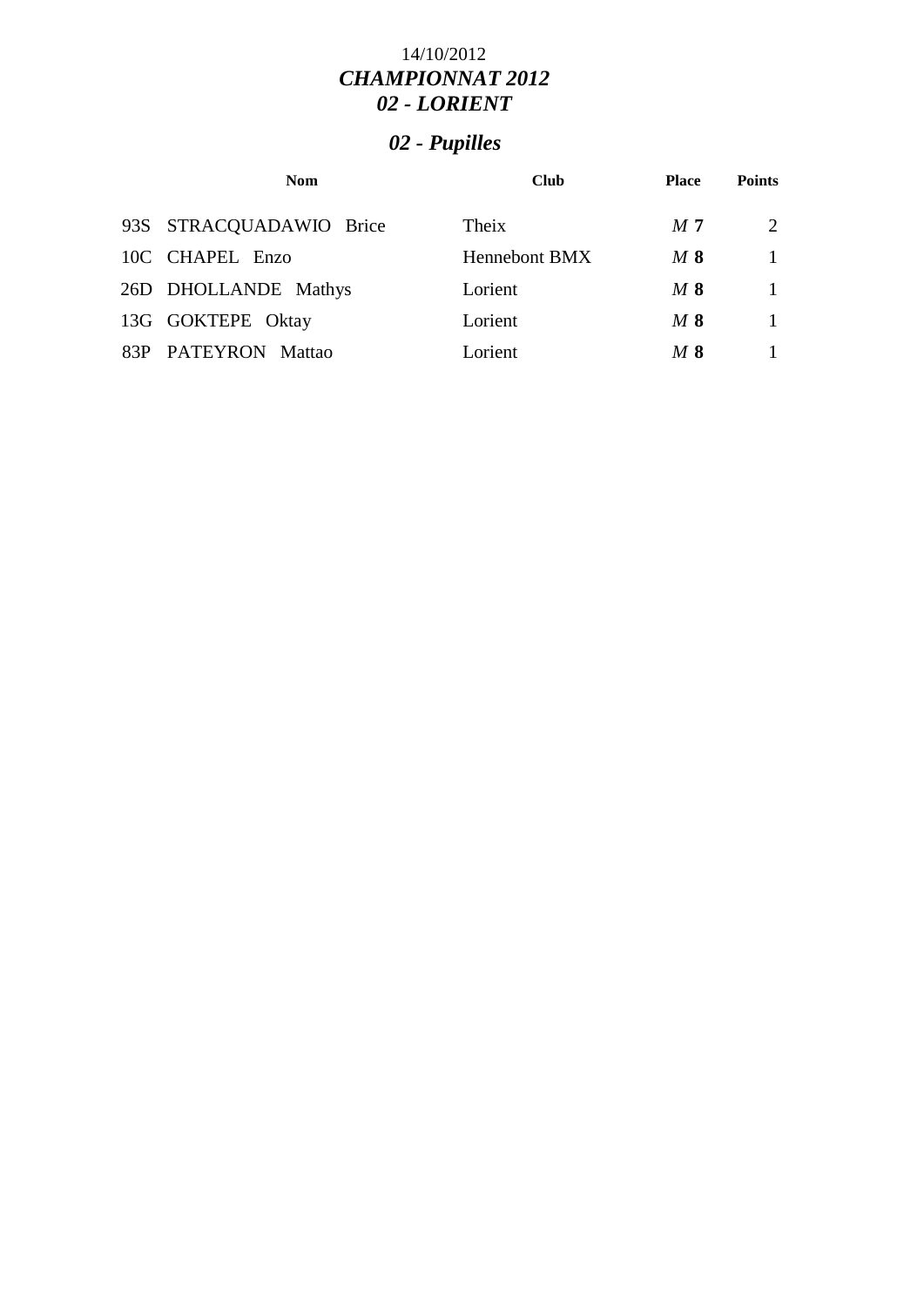14/10/2012

***CHAMPIONNAT 2012***

***02 - LORIENT***

## *02 - Pupilles*

| Nom | Club | Place | Points |
|---|---|---|---|
| 93S STRACQUADAWIO Brice | Theix | *M* **7** | 2 |
| 10C CHAPEL Enzo | Hennebont BMX | *M* **8** | 1 |
| 26D DHOLLANDE Mathys | Lorient | *M* **8** | 1 |
| 13G GOKTEPE Oktay | Lorient | *M* **8** | 1 |
| 83P PATEYRON Mattao | Lorient | *M* **8** | 1 |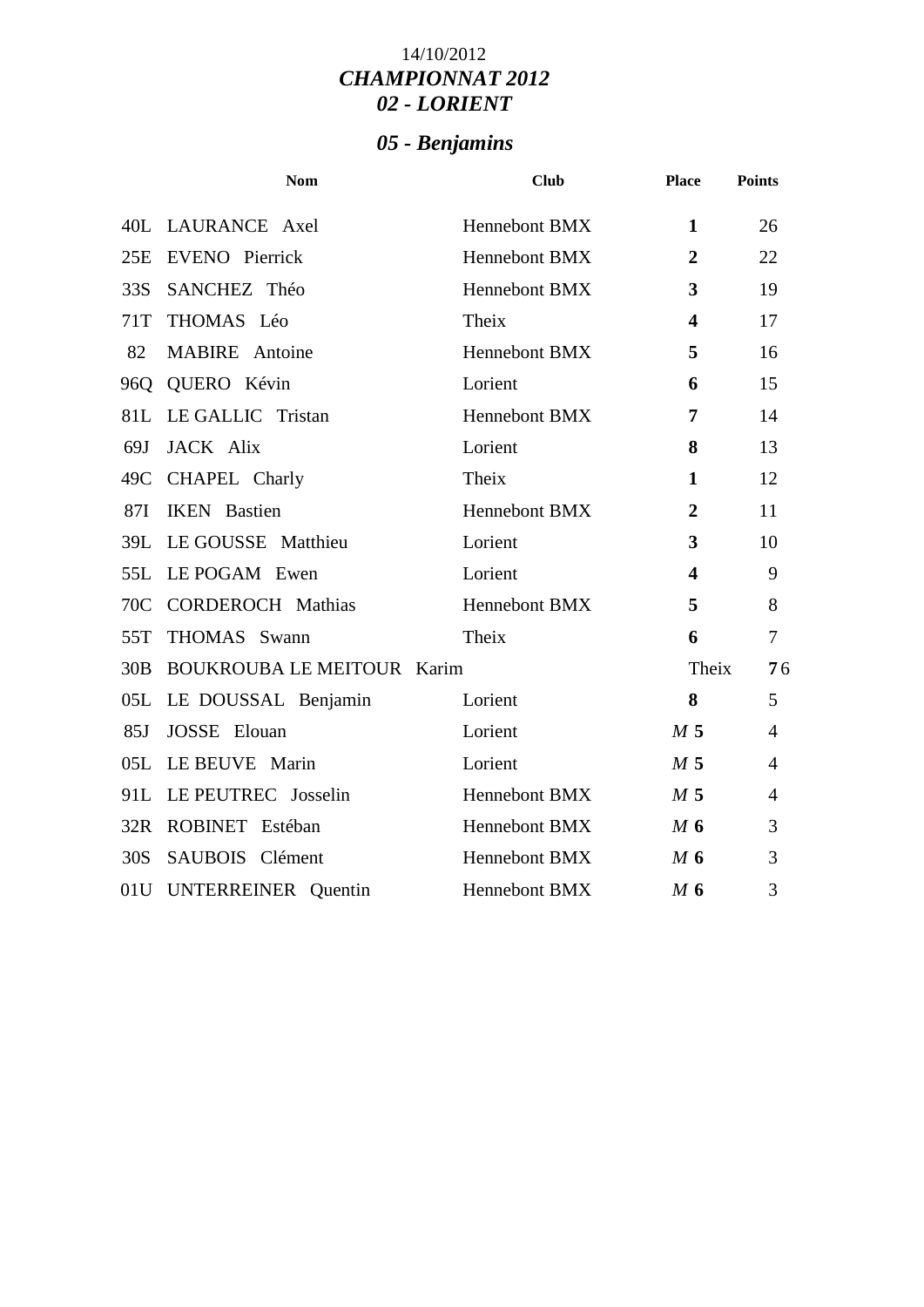14/10/2012

***CHAMPIONNAT 2012***

***02 - LORIENT***

## *05 - Benjamins*

| | Nom | Club | Place | Points |
|---|---|---|---|---|
| 40L | LAURANCE Axel | Hennebont BMX | **1** | 26 |
| 25E | EVENO Pierrick | Hennebont BMX | **2** | 22 |
| 33S | SANCHEZ Théo | Hennebont BMX | **3** | 19 |
| 71T | THOMAS Léo | Theix | **4** | 17 |
| 82 | MABIRE Antoine | Hennebont BMX | **5** | 16 |
| 96Q | QUERO Kévin | Lorient | **6** | 15 |
| 81L | LE GALLIC Tristan | Hennebont BMX | **7** | 14 |
| 69J | JACK Alix | Lorient | **8** | 13 |
| 49C | CHAPEL Charly | Theix | **1** | 12 |
| 87I | IKEN Bastien | Hennebont BMX | **2** | 11 |
| 39L | LE GOUSSE Matthieu | Lorient | **3** | 10 |
| 55L | LE POGAM Ewen | Lorient | **4** | 9 |
| 70C | CORDEROCH Mathias | Hennebont BMX | **5** | 8 |
| 55T | THOMAS Swann | Theix | **6** | 7 |
| 30B | BOUKROUBA LE MEITOUR Karim | Theix | **7** | 6 |
| 05L | LE DOUSSAL Benjamin | Lorient | **8** | 5 |
| 85J | JOSSE Elouan | Lorient | *M* **5** | 4 |
| 05L | LE BEUVE Marin | Lorient | *M* **5** | 4 |
| 91L | LE PEUTREC Josselin | Hennebont BMX | *M* **5** | 4 |
| 32R | ROBINET Estéban | Hennebont BMX | *M* **6** | 3 |
| 30S | SAUBOIS Clément | Hennebont BMX | *M* **6** | 3 |
| 01U | UNTERREINER Quentin | Hennebont BMX | *M* **6** | 3 |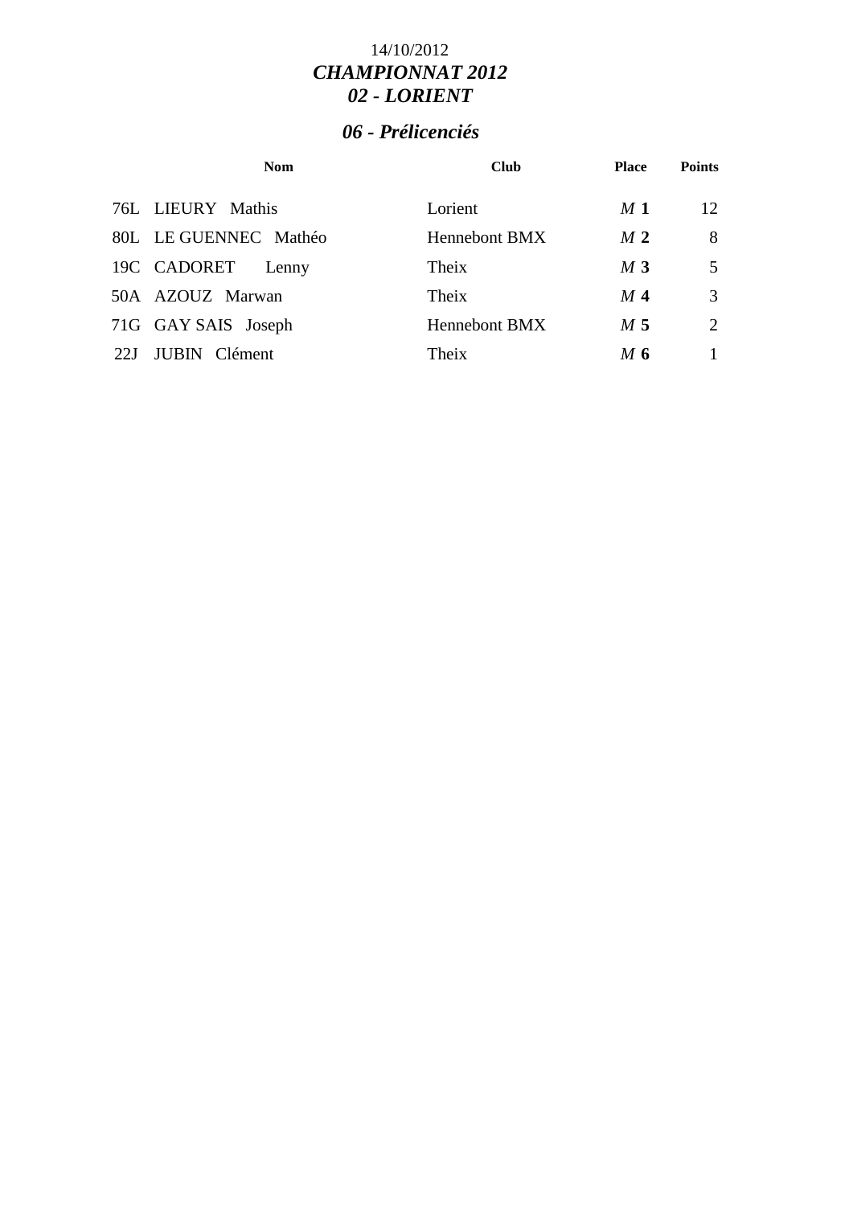14/10/2012

***CHAMPIONNAT 2012***

***02 - LORIENT***

## *06 - Prélicenciés*

| | Nom | Club | Place | Points |
|---|---|---|---|---|
| 76L | LIEURY Mathis | Lorient | *M* **1** | 12 |
| 80L | LE GUENNEC Mathéo | Hennebont BMX | *M* **2** | 8 |
| 19C | CADORET Lenny | Theix | *M* **3** | 5 |
| 50A | AZOUZ Marwan | Theix | *M* **4** | 3 |
| 71G | GAY SAIS Joseph | Hennebont BMX | *M* **5** | 2 |
| 22J | JUBIN Clément | Theix | *M* **6** | 1 |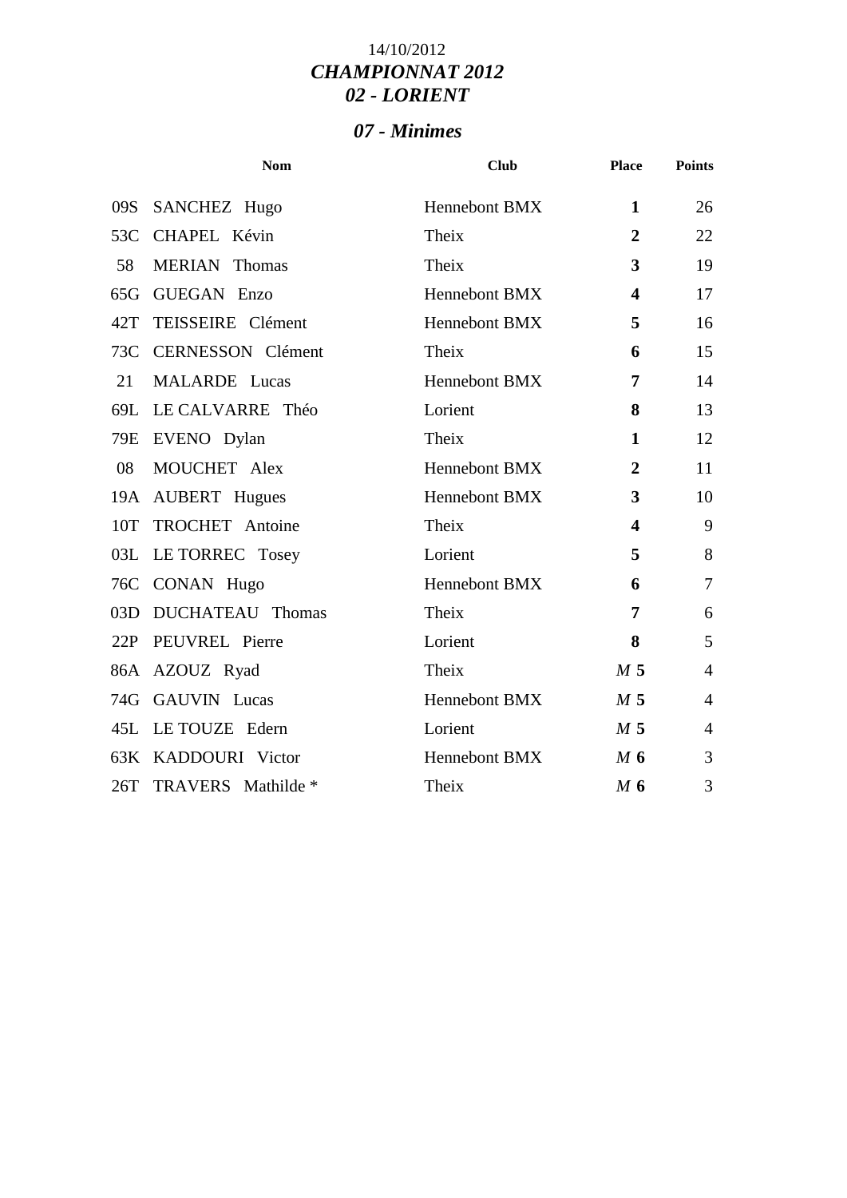14/10/2012

## *CHAMPIONNAT 2012*

## *02 - LORIENT*

### *07 - Minimes*

| | Nom | Club | Place | Points |
|---|---|---|---|---|
| 09S | SANCHEZ Hugo | Hennebont BMX | **1** | 26 |
| 53C | CHAPEL Kévin | Theix | **2** | 22 |
| 58 | MERIAN Thomas | Theix | **3** | 19 |
| 65G | GUEGAN Enzo | Hennebont BMX | **4** | 17 |
| 42T | TEISSEIRE Clément | Hennebont BMX | **5** | 16 |
| 73C | CERNESSON Clément | Theix | **6** | 15 |
| 21 | MALARDE Lucas | Hennebont BMX | **7** | 14 |
| 69L | LE CALVARRE Théo | Lorient | **8** | 13 |
| 79E | EVENO Dylan | Theix | **1** | 12 |
| 08 | MOUCHET Alex | Hennebont BMX | **2** | 11 |
| 19A | AUBERT Hugues | Hennebont BMX | **3** | 10 |
| 10T | TROCHET Antoine | Theix | **4** | 9 |
| 03L | LE TORREC Tosey | Lorient | **5** | 8 |
| 76C | CONAN Hugo | Hennebont BMX | **6** | 7 |
| 03D | DUCHATEAU Thomas | Theix | **7** | 6 |
| 22P | PEUVREL Pierre | Lorient | **8** | 5 |
| 86A | AZOUZ Ryad | Theix | *M* **5** | 4 |
| 74G | GAUVIN Lucas | Hennebont BMX | *M* **5** | 4 |
| 45L | LE TOUZE Edern | Lorient | *M* **5** | 4 |
| 63K | KADDOURI Victor | Hennebont BMX | *M* **6** | 3 |
| 26T | TRAVERS Mathilde * | Theix | *M* **6** | 3 |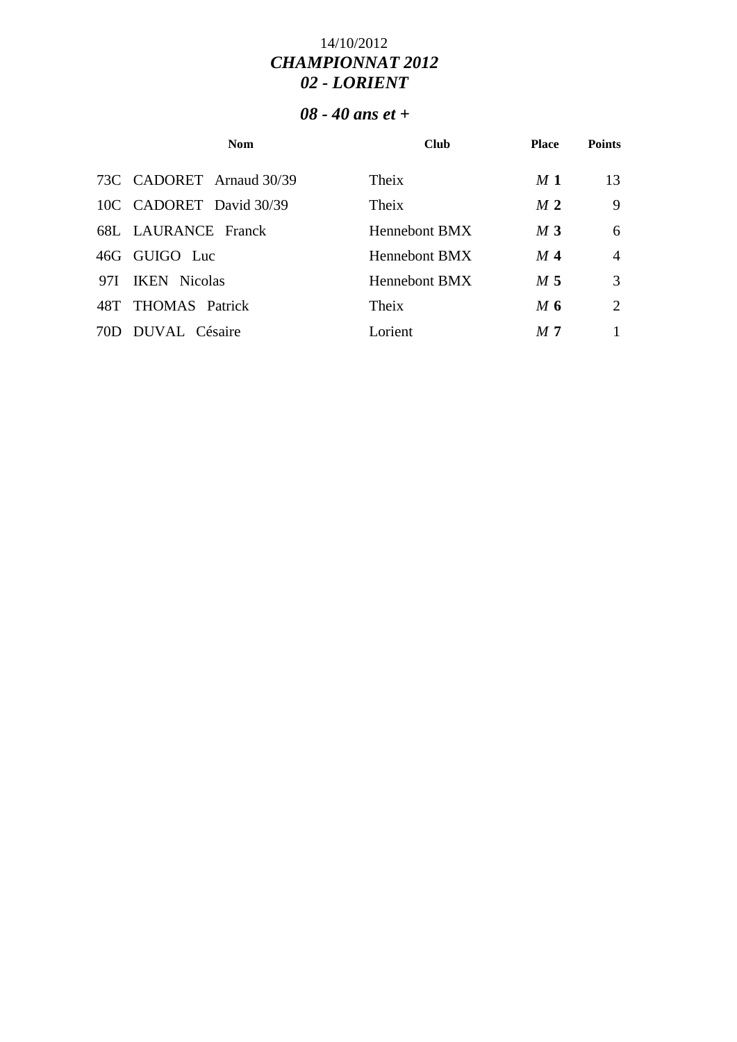14/10/2012

***CHAMPIONNAT 2012***

***02 - LORIENT***

## *08 - 40 ans et +*

| Nom | Club | Place | Points |
|---|---|---|---|
| 73C CADORET Arnaud 30/39 | Theix | *M* **1** | 13 |
| 10C CADORET David 30/39 | Theix | *M* **2** | 9 |
| 68L LAURANCE Franck | Hennebont BMX | *M* **3** | 6 |
| 46G GUIGO Luc | Hennebont BMX | *M* **4** | 4 |
| 97I IKEN Nicolas | Hennebont BMX | *M* **5** | 3 |
| 48T THOMAS Patrick | Theix | *M* **6** | 2 |
| 70D DUVAL Césaire | Lorient | *M* **7** | 1 |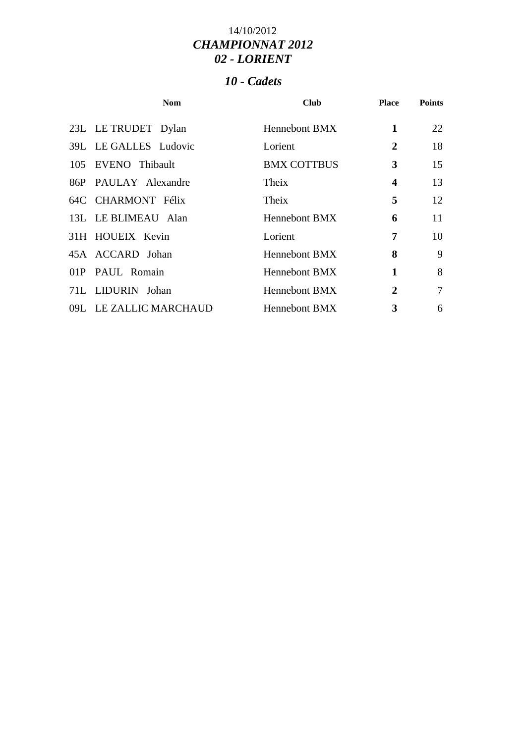14/10/2012

# *CHAMPIONNAT 2012*
# *02 - LORIENT*

## *10 - Cadets*

| | Nom | Club | Place | Points |
|---|---|---|---|---|
| 23L | LE TRUDET Dylan | Hennebont BMX | **1** | 22 |
| 39L | LE GALLES Ludovic | Lorient | **2** | 18 |
| 105 | EVENO Thibault | BMX COTTBUS | **3** | 15 |
| 86P | PAULAY Alexandre | Theix | **4** | 13 |
| 64C | CHARMONT Félix | Theix | **5** | 12 |
| 13L | LE BLIMEAU Alan | Hennebont BMX | **6** | 11 |
| 31H | HOUEIX Kevin | Lorient | **7** | 10 |
| 45A | ACCARD Johan | Hennebont BMX | **8** | 9 |
| 01P | PAUL Romain | Hennebont BMX | **1** | 8 |
| 71L | LIDURIN Johan | Hennebont BMX | **2** | 7 |
| 09L | LE ZALLIC MARCHAUD | Hennebont BMX | **3** | 6 |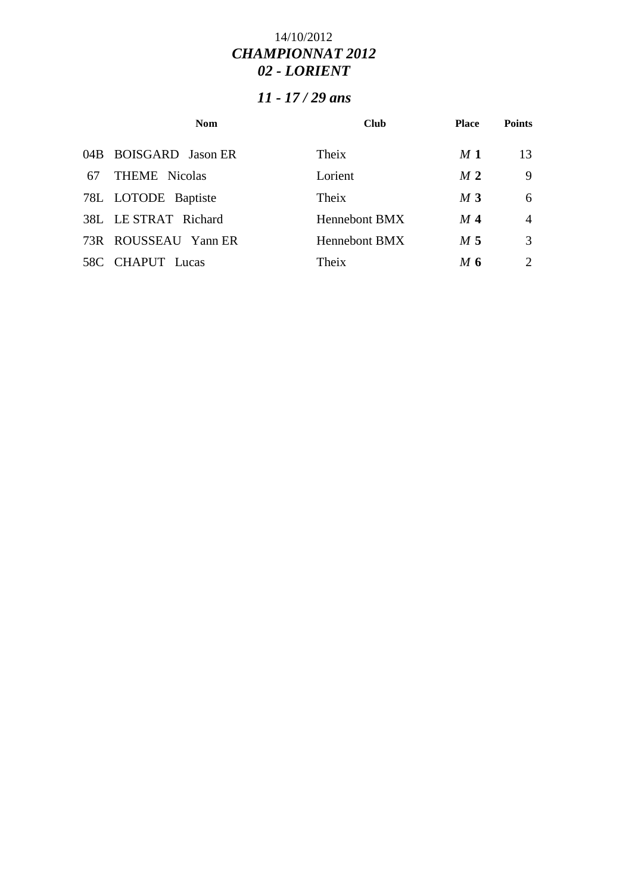14/10/2012

***CHAMPIONNAT 2012***

***02 - LORIENT***

## *11 - 17 / 29 ans*

| | Nom | Club | Place | Points |
|---|---|---|---|---|
| 04B | BOISGARD Jason ER | Theix | *M* **1** | 13 |
| 67 | THEME Nicolas | Lorient | *M* **2** | 9 |
| 78L | LOTODE Baptiste | Theix | *M* **3** | 6 |
| 38L | LE STRAT Richard | Hennebont BMX | *M* **4** | 4 |
| 73R | ROUSSEAU Yann ER | Hennebont BMX | *M* **5** | 3 |
| 58C | CHAPUT Lucas | Theix | *M* **6** | 2 |